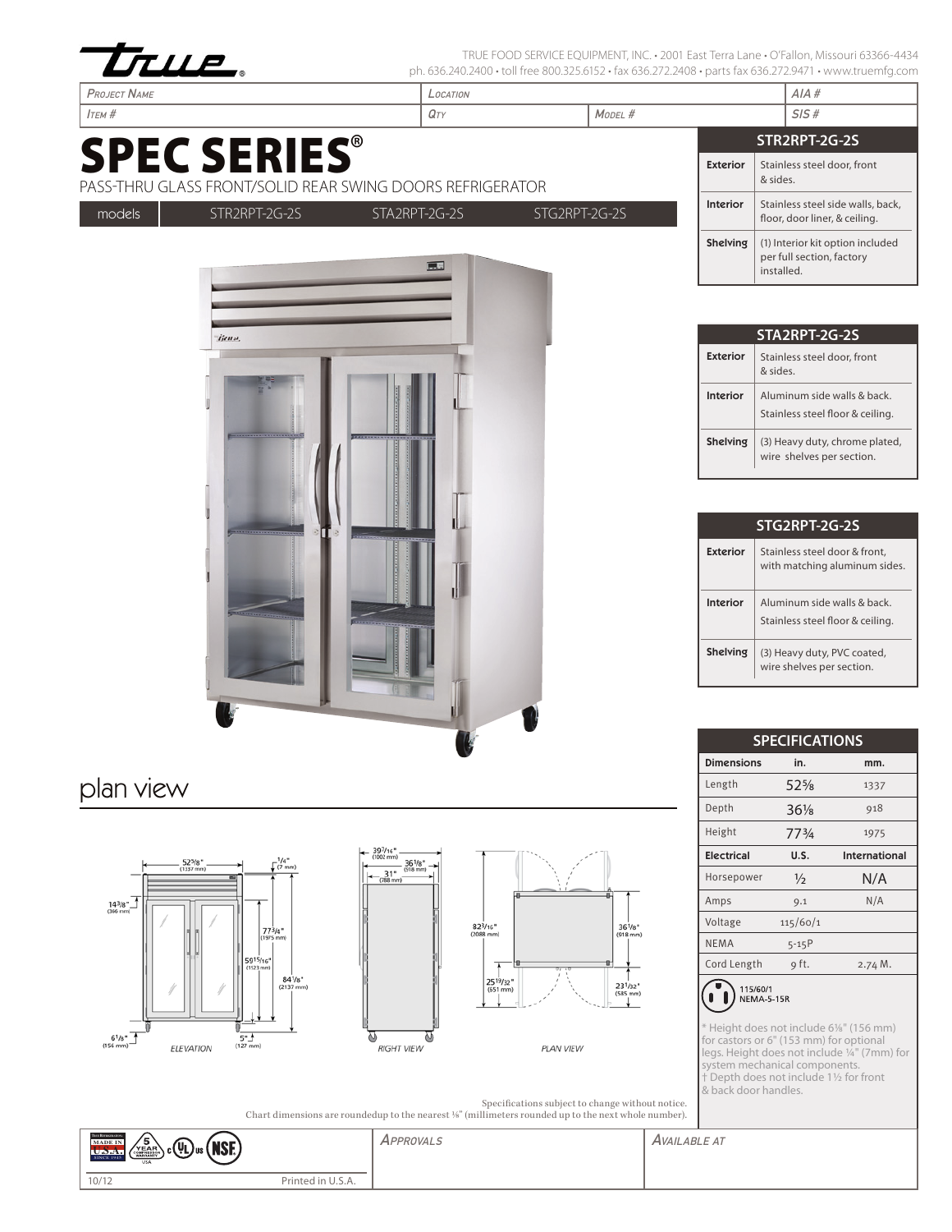TRUE FOOD SERVICE EQUIPMENT, INC. • 2001 East Terra Lane • O'Fallon, Missouri 63366-4434
ph. 636.240.2400 • toll free 800.325.6152 • fax 636.272.2408 • parts fax 636.272.9471 • www.truemfg.com

| Project Name | Location | | AIA # |
|---|---|---|---|
| Item # | Qty | Model # | SIS # |

# SPEC SERIES®

PASS-THRU GLASS FRONT/SOLID REAR SWING DOORS REFRIGERATOR

| models | STR2RPT-2G-2S | STA2RPT-2G-2S | STG2RPT-2G-2S |
|---|---|---|---|

| STR2RPT-2G-2S | |
|---|---|
| Exterior | Stainless steel door, front & sides. |
| Interior | Stainless steel side walls, back, floor, door liner, & ceiling. |
| Shelving | (1) Interior kit option included per full section, factory installed. |

| STA2RPT-2G-2S | |
|---|---|
| Exterior | Stainless steel door, front & sides. |
| Interior | Aluminum side walls & back. Stainless steel floor & ceiling. |
| Shelving | (3) Heavy duty, chrome plated, wire shelves per section. |

| STG2RPT-2G-2S | |
|---|---|
| Exterior | Stainless steel door & front, with matching aluminum sides. |
| Interior | Aluminum side walls & back. Stainless steel floor & ceiling. |
| Shelving | (3) Heavy duty, PVC coated, wire shelves per section. |

## plan view

ELEVATION: 52⅝" (1337 mm); ¼" (7 mm); 14⅜" (366 mm); 77¾" (1975 mm); 59¹⁵/₁₆" (1523 mm); 84⅛" (2137 mm); 6⅛" (156 mm); 5" (127 mm)

RIGHT VIEW: 39⁷/₁₆" (1002 mm); 36⅛" (918 mm); 31" (788 mm)

PLAN VIEW: 82³/₁₆" (2088 mm); 36⅛" (918 mm); 25¹⁹/₃₂" (651 mm); 23¹/₃₂" (585 mm)

| SPECIFICATIONS | | |
|---|---|---|
| **Dimensions** | **in.** | **mm.** |
| Length | 52⅝ | 1337 |
| Depth | 36⅛ | 918 |
| Height | 77¾ | 1975 |
| **Electrical** | **U.S.** | **International** |
| Horsepower | ½ | N/A |
| Amps | 9.1 | N/A |
| Voltage | 115/60/1 | |
| NEMA | 5-15P | |
| Cord Length | 9 ft. | 2.74 M. |

115/60/1
NEMA-5-15R

\* Height does not include 6⅛" (156 mm) for castors or 6" (153 mm) for optional legs. Height does not include ¼" (7mm) for system mechanical components.
† Depth does not include 1½ for front & back door handles.

Specifications subject to change without notice.
Chart dimensions are roundedup to the nearest ⅛" (millimeters rounded up to the next whole number).

| | Approvals | Available at |
|---|---|---|
| 10/12 Printed in U.S.A. | | |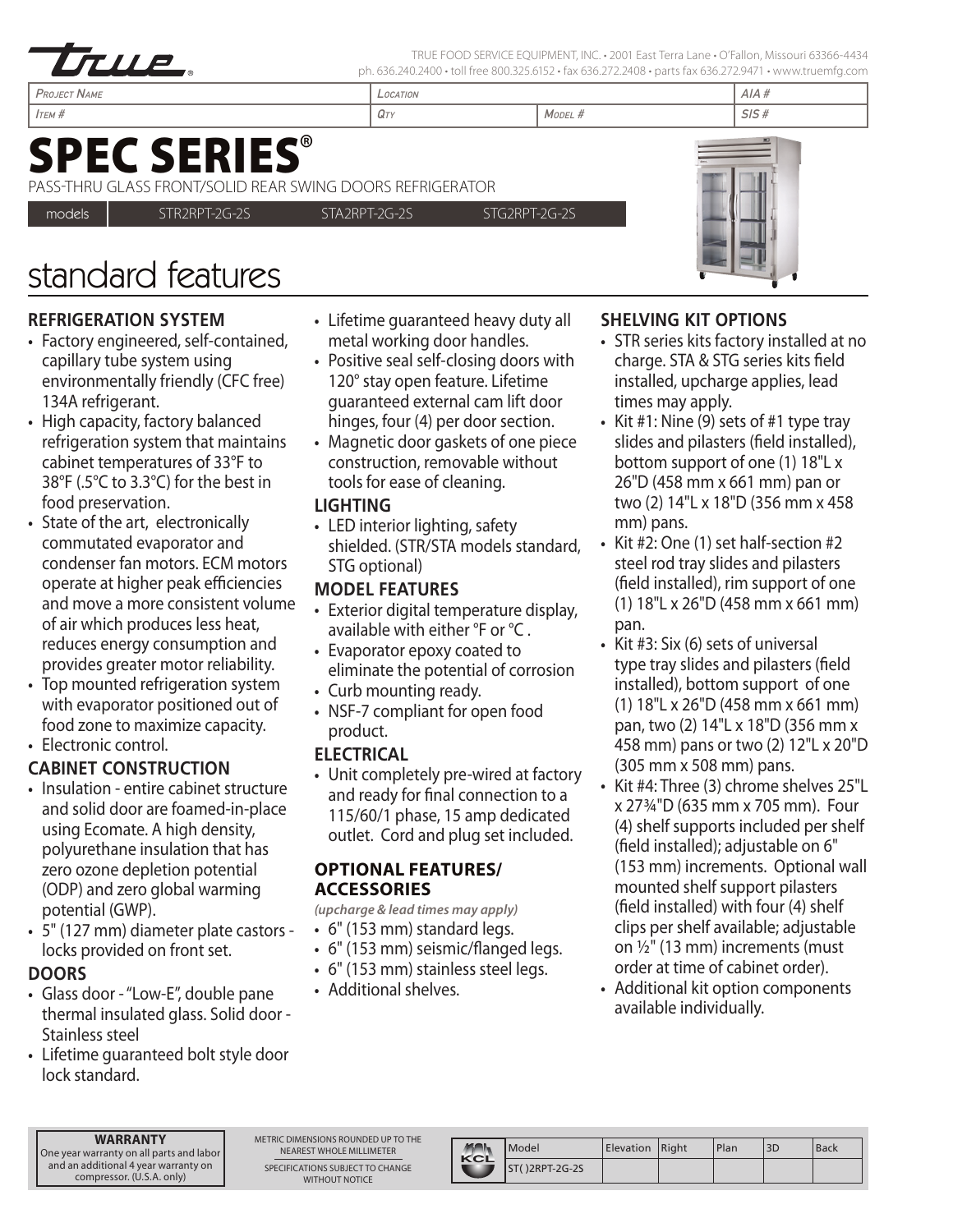TRUE FOOD SERVICE EQUIPMENT, INC. • 2001 East Terra Lane • O'Fallon, Missouri 63366-4434
ph. 636.240.2400 • toll free 800.325.6152 • fax 636.272.2408 • parts fax 636.272.9471 • www.truemfg.com

| Project Name | Location | | AIA # |
|---|---|---|---|
| Item # | Qty | Model # | SIS # |

# SPEC SERIES®

PASS-THRU GLASS FRONT/SOLID REAR SWING DOORS REFRIGERATOR

| models | STR2RPT-2G-2S | STA2RPT-2G-2S | STG2RPT-2G-2S |
|---|---|---|---|

## standard features

### REFRIGERATION SYSTEM

- Factory engineered, self-contained, capillary tube system using environmentally friendly (CFC free) 134A refrigerant.
- High capacity, factory balanced refrigeration system that maintains cabinet temperatures of 33°F to 38°F (.5°C to 3.3°C) for the best in food preservation.
- State of the art, electronically commutated evaporator and condenser fan motors. ECM motors operate at higher peak efficiencies and move a more consistent volume of air which produces less heat, reduces energy consumption and provides greater motor reliability.
- Top mounted refrigeration system with evaporator positioned out of food zone to maximize capacity.
- Electronic control.

### CABINET CONSTRUCTION

- Insulation - entire cabinet structure and solid door are foamed-in-place using Ecomate. A high density, polyurethane insulation that has zero ozone depletion potential (ODP) and zero global warming potential (GWP).
- 5" (127 mm) diameter plate castors - locks provided on front set.

### DOORS

- Glass door - "Low-E", double pane thermal insulated glass. Solid door - Stainless steel
- Lifetime guaranteed bolt style door lock standard.
- Lifetime guaranteed heavy duty all metal working door handles.
- Positive seal self-closing doors with 120° stay open feature. Lifetime guaranteed external cam lift door hinges, four (4) per door section.
- Magnetic door gaskets of one piece construction, removable without tools for ease of cleaning.

### LIGHTING

- LED interior lighting, safety shielded. (STR/STA models standard, STG optional)

### MODEL FEATURES

- Exterior digital temperature display, available with either °F or °C .
- Evaporator epoxy coated to eliminate the potential of corrosion
- Curb mounting ready.
- NSF-7 compliant for open food product.

### ELECTRICAL

- Unit completely pre-wired at factory and ready for final connection to a 115/60/1 phase, 15 amp dedicated outlet. Cord and plug set included.

### OPTIONAL FEATURES/ ACCESSORIES

*(upcharge & lead times may apply)*

- 6" (153 mm) standard legs.
- 6" (153 mm) seismic/flanged legs.
- 6" (153 mm) stainless steel legs.
- Additional shelves.

### SHELVING KIT OPTIONS

- STR series kits factory installed at no charge. STA & STG series kits field installed, upcharge applies, lead times may apply.
- Kit #1: Nine (9) sets of #1 type tray slides and pilasters (field installed), bottom support of one (1) 18"L x 26"D (458 mm x 661 mm) pan or two (2) 14"L x 18"D (356 mm x 458 mm) pans.
- Kit #2: One (1) set half-section #2 steel rod tray slides and pilasters (field installed), rim support of one (1) 18"L x 26"D (458 mm x 661 mm) pan.
- Kit #3: Six (6) sets of universal type tray slides and pilasters (field installed), bottom support of one (1) 18"L x 26"D (458 mm x 661 mm) pan, two (2) 14"L x 18"D (356 mm x 458 mm) pans or two (2) 12"L x 20"D (305 mm x 508 mm) pans.
- Kit #4: Three (3) chrome shelves 25"L x 27¾"D (635 mm x 705 mm). Four (4) shelf supports included per shelf (field installed); adjustable on 6" (153 mm) increments. Optional wall mounted shelf support pilasters (field installed) with four (4) shelf clips per shelf available; adjustable on ½" (13 mm) increments (must order at time of cabinet order).
- Additional kit option components available individually.

**WARRANTY**
One year warranty on all parts and labor and an additional 4 year warranty on compressor. (U.S.A. only)

METRIC DIMENSIONS ROUNDED UP TO THE NEAREST WHOLE MILLIMETER

SPECIFICATIONS SUBJECT TO CHANGE WITHOUT NOTICE

| Model | Elevation | Right | Plan | 3D | Back |
|---|---|---|---|---|---|
| ST( )2RPT-2G-2S | | | | | |